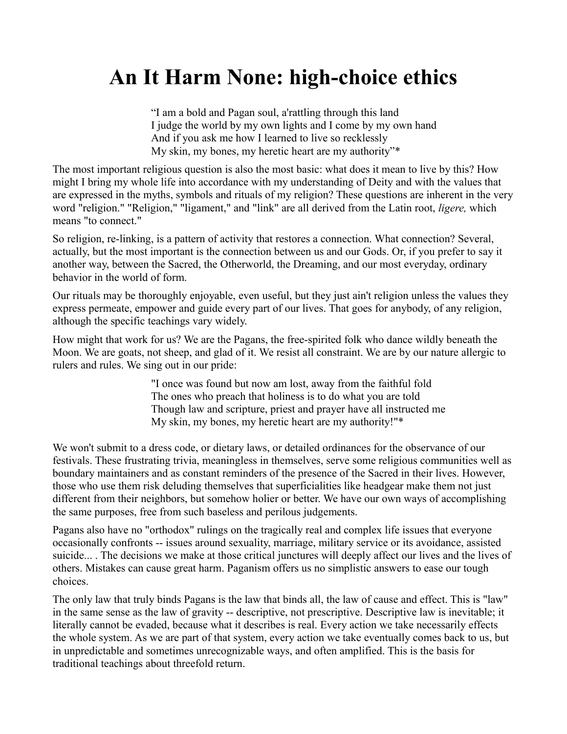# An It Harm None: high-choice ethics

> "I am a bold and Pagan soul, a'rattling through this land
> I judge the world by my own lights and I come by my own hand
> And if you ask me how I learned to live so recklessly
> My skin, my bones, my heretic heart are my authority"*

The most important religious question is also the most basic: what does it mean to live by this? How might I bring my whole life into accordance with my understanding of Deity and with the values that are expressed in the myths, symbols and rituals of my religion? These questions are inherent in the very word "religion." "Religion," "ligament," and "link" are all derived from the Latin root, *ligere,* which means "to connect."

So religion, re-linking, is a pattern of activity that restores a connection. What connection? Several, actually, but the most important is the connection between us and our Gods. Or, if you prefer to say it another way, between the Sacred, the Otherworld, the Dreaming, and our most everyday, ordinary behavior in the world of form.

Our rituals may be thoroughly enjoyable, even useful, but they just ain't religion unless the values they express permeate, empower and guide every part of our lives. That goes for anybody, of any religion, although the specific teachings vary widely.

How might that work for us? We are the Pagans, the free-spirited folk who dance wildly beneath the Moon. We are goats, not sheep, and glad of it. We resist all constraint. We are by our nature allergic to rulers and rules. We sing out in our pride:

> "I once was found but now am lost, away from the faithful fold
> The ones who preach that holiness is to do what you are told
> Though law and scripture, priest and prayer have all instructed me
> My skin, my bones, my heretic heart are my authority!"*

We won't submit to a dress code, or dietary laws, or detailed ordinances for the observance of our festivals. These frustrating trivia, meaningless in themselves, serve some religious communities well as boundary maintainers and as constant reminders of the presence of the Sacred in their lives. However, those who use them risk deluding themselves that superficialities like headgear make them not just different from their neighbors, but somehow holier or better. We have our own ways of accomplishing the same purposes, free from such baseless and perilous judgements.

Pagans also have no "orthodox" rulings on the tragically real and complex life issues that everyone occasionally confronts -- issues around sexuality, marriage, military service or its avoidance, assisted suicide... . The decisions we make at those critical junctures will deeply affect our lives and the lives of others. Mistakes can cause great harm. Paganism offers us no simplistic answers to ease our tough choices.

The only law that truly binds Pagans is the law that binds all, the law of cause and effect. This is "law" in the same sense as the law of gravity -- descriptive, not prescriptive. Descriptive law is inevitable; it literally cannot be evaded, because what it describes is real. Every action we take necessarily effects the whole system. As we are part of that system, every action we take eventually comes back to us, but in unpredictable and sometimes unrecognizable ways, and often amplified. This is the basis for traditional teachings about threefold return.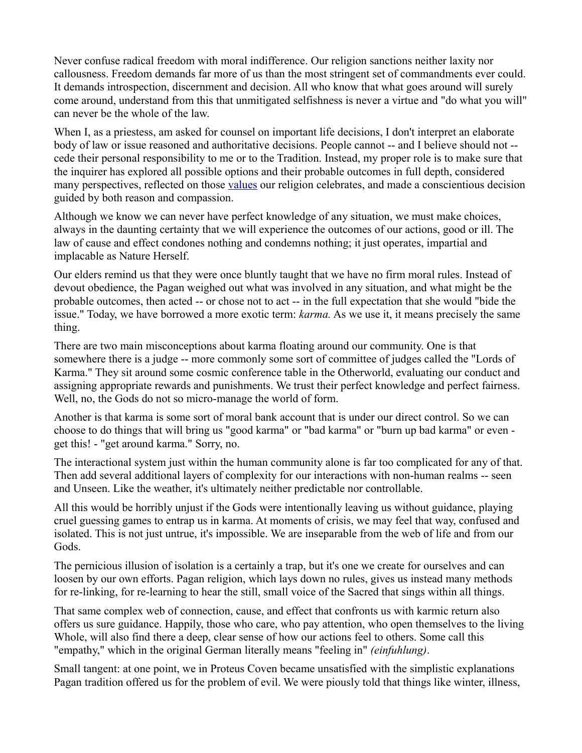Never confuse radical freedom with moral indifference. Our religion sanctions neither laxity nor callousness. Freedom demands far more of us than the most stringent set of commandments ever could. It demands introspection, discernment and decision. All who know that what goes around will surely come around, understand from this that unmitigated selfishness is never a virtue and "do what you will" can never be the whole of the law.

When I, as a priestess, am asked for counsel on important life decisions, I don't interpret an elaborate body of law or issue reasoned and authoritative decisions. People cannot -- and I believe should not -- cede their personal responsibility to me or to the Tradition. Instead, my proper role is to make sure that the inquirer has explored all possible options and their probable outcomes in full depth, considered many perspectives, reflected on those values our religion celebrates, and made a conscientious decision guided by both reason and compassion.

Although we know we can never have perfect knowledge of any situation, we must make choices, always in the daunting certainty that we will experience the outcomes of our actions, good or ill. The law of cause and effect condones nothing and condemns nothing; it just operates, impartial and implacable as Nature Herself.

Our elders remind us that they were once bluntly taught that we have no firm moral rules. Instead of devout obedience, the Pagan weighed out what was involved in any situation, and what might be the probable outcomes, then acted -- or chose not to act -- in the full expectation that she would "bide the issue." Today, we have borrowed a more exotic term: *karma.* As we use it, it means precisely the same thing.

There are two main misconceptions about karma floating around our community. One is that somewhere there is a judge -- more commonly some sort of committee of judges called the "Lords of Karma." They sit around some cosmic conference table in the Otherworld, evaluating our conduct and assigning appropriate rewards and punishments. We trust their perfect knowledge and perfect fairness. Well, no, the Gods do not so micro-manage the world of form.

Another is that karma is some sort of moral bank account that is under our direct control. So we can choose to do things that will bring us "good karma" or "bad karma" or "burn up bad karma" or even - get this! - "get around karma." Sorry, no.

The interactional system just within the human community alone is far too complicated for any of that. Then add several additional layers of complexity for our interactions with non-human realms -- seen and Unseen. Like the weather, it's ultimately neither predictable nor controllable.

All this would be horribly unjust if the Gods were intentionally leaving us without guidance, playing cruel guessing games to entrap us in karma. At moments of crisis, we may feel that way, confused and isolated. This is not just untrue, it's impossible. We are inseparable from the web of life and from our Gods.

The pernicious illusion of isolation is a certainly a trap, but it's one we create for ourselves and can loosen by our own efforts. Pagan religion, which lays down no rules, gives us instead many methods for re-linking, for re-learning to hear the still, small voice of the Sacred that sings within all things.

That same complex web of connection, cause, and effect that confronts us with karmic return also offers us sure guidance. Happily, those who care, who pay attention, who open themselves to the living Whole, will also find there a deep, clear sense of how our actions feel to others. Some call this "empathy," which in the original German literally means "feeling in" *(einfuhlung)*.

Small tangent: at one point, we in Proteus Coven became unsatisfied with the simplistic explanations Pagan tradition offered us for the problem of evil. We were piously told that things like winter, illness,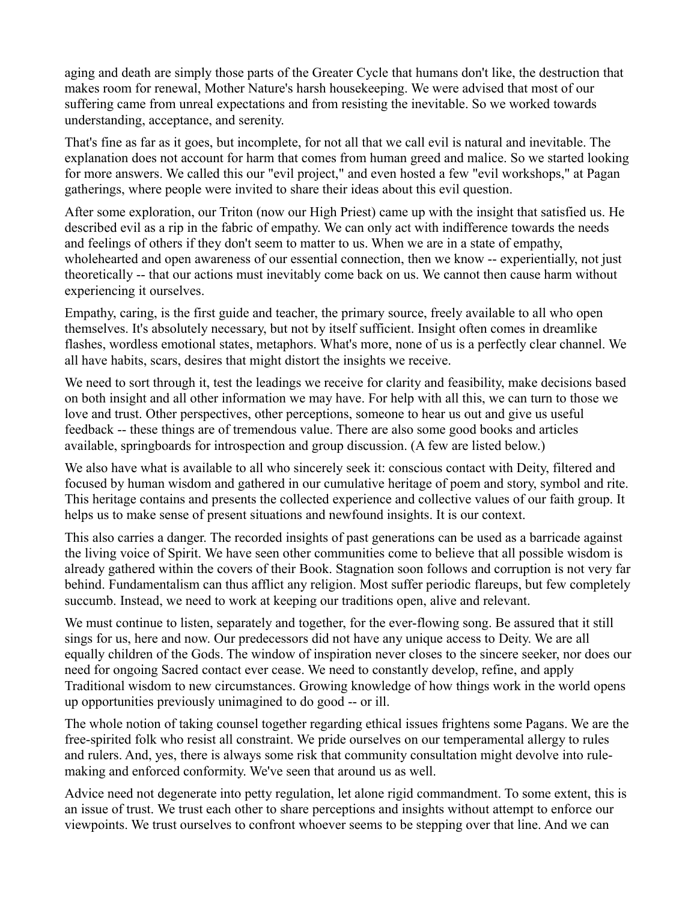aging and death are simply those parts of the Greater Cycle that humans don't like, the destruction that makes room for renewal, Mother Nature's harsh housekeeping. We were advised that most of our suffering came from unreal expectations and from resisting the inevitable. So we worked towards understanding, acceptance, and serenity.

That's fine as far as it goes, but incomplete, for not all that we call evil is natural and inevitable. The explanation does not account for harm that comes from human greed and malice. So we started looking for more answers. We called this our "evil project," and even hosted a few "evil workshops," at Pagan gatherings, where people were invited to share their ideas about this evil question.

After some exploration, our Triton (now our High Priest) came up with the insight that satisfied us. He described evil as a rip in the fabric of empathy. We can only act with indifference towards the needs and feelings of others if they don't seem to matter to us. When we are in a state of empathy, wholehearted and open awareness of our essential connection, then we know -- experientially, not just theoretically -- that our actions must inevitably come back on us. We cannot then cause harm without experiencing it ourselves.

Empathy, caring, is the first guide and teacher, the primary source, freely available to all who open themselves. It's absolutely necessary, but not by itself sufficient. Insight often comes in dreamlike flashes, wordless emotional states, metaphors. What's more, none of us is a perfectly clear channel. We all have habits, scars, desires that might distort the insights we receive.

We need to sort through it, test the leadings we receive for clarity and feasibility, make decisions based on both insight and all other information we may have. For help with all this, we can turn to those we love and trust. Other perspectives, other perceptions, someone to hear us out and give us useful feedback -- these things are of tremendous value. There are also some good books and articles available, springboards for introspection and group discussion. (A few are listed below.)

We also have what is available to all who sincerely seek it: conscious contact with Deity, filtered and focused by human wisdom and gathered in our cumulative heritage of poem and story, symbol and rite. This heritage contains and presents the collected experience and collective values of our faith group. It helps us to make sense of present situations and newfound insights. It is our context.

This also carries a danger. The recorded insights of past generations can be used as a barricade against the living voice of Spirit. We have seen other communities come to believe that all possible wisdom is already gathered within the covers of their Book. Stagnation soon follows and corruption is not very far behind. Fundamentalism can thus afflict any religion. Most suffer periodic flareups, but few completely succumb. Instead, we need to work at keeping our traditions open, alive and relevant.

We must continue to listen, separately and together, for the ever-flowing song. Be assured that it still sings for us, here and now. Our predecessors did not have any unique access to Deity. We are all equally children of the Gods. The window of inspiration never closes to the sincere seeker, nor does our need for ongoing Sacred contact ever cease. We need to constantly develop, refine, and apply Traditional wisdom to new circumstances. Growing knowledge of how things work in the world opens up opportunities previously unimagined to do good -- or ill.

The whole notion of taking counsel together regarding ethical issues frightens some Pagans. We are the free-spirited folk who resist all constraint. We pride ourselves on our temperamental allergy to rules and rulers. And, yes, there is always some risk that community consultation might devolve into rule-making and enforced conformity. We've seen that around us as well.

Advice need not degenerate into petty regulation, let alone rigid commandment. To some extent, this is an issue of trust. We trust each other to share perceptions and insights without attempt to enforce our viewpoints. We trust ourselves to confront whoever seems to be stepping over that line. And we can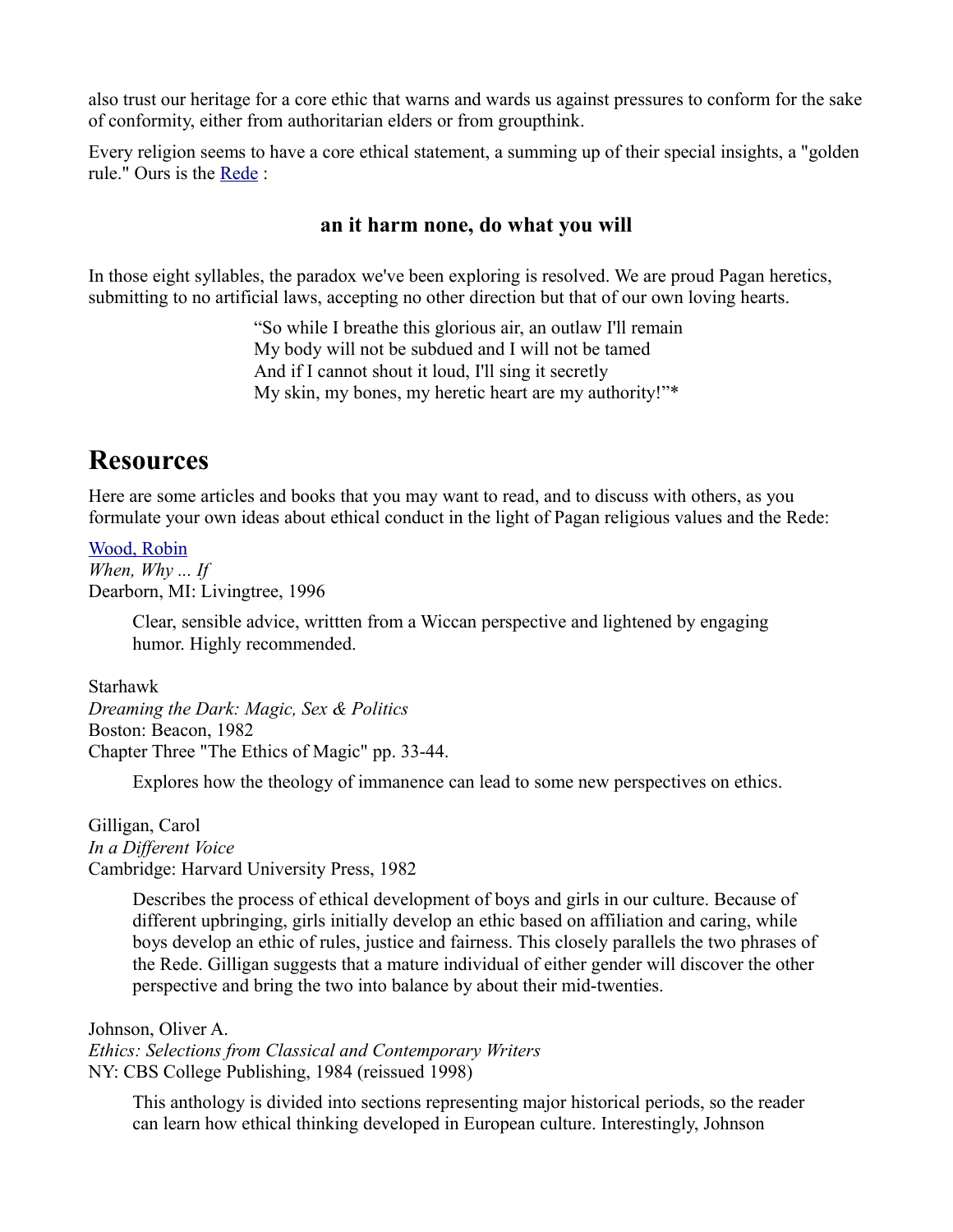also trust our heritage for a core ethic that warns and wards us against pressures to conform for the sake of conformity, either from authoritarian elders or from groupthink.

Every religion seems to have a core ethical statement, a summing up of their special insights, a "golden rule." Ours is the [Rede](Rede) :

**an it harm none, do what you will**

In those eight syllables, the paradox we've been exploring is resolved. We are proud Pagan heretics, submitting to no artificial laws, accepting no other direction but that of our own loving hearts.

> "So while I breathe this glorious air, an outlaw I'll remain
> My body will not be subdued and I will not be tamed
> And if I cannot shout it loud, I'll sing it secretly
> My skin, my bones, my heretic heart are my authority!"*

## Resources

Here are some articles and books that you may want to read, and to discuss with others, as you formulate your own ideas about ethical conduct in the light of Pagan religious values and the Rede:

[Wood, Robin](Wood, Robin)
*When, Why ... If*
Dearborn, MI: Livingtree, 1996

> Clear, sensible advice, writtten from a Wiccan perspective and lightened by engaging humor. Highly recommended.

Starhawk
*Dreaming the Dark: Magic, Sex & Politics*
Boston: Beacon, 1982
Chapter Three "The Ethics of Magic" pp. 33-44.

> Explores how the theology of immanence can lead to some new perspectives on ethics.

Gilligan, Carol
*In a Different Voice*
Cambridge: Harvard University Press, 1982

> Describes the process of ethical development of boys and girls in our culture. Because of different upbringing, girls initially develop an ethic based on affiliation and caring, while boys develop an ethic of rules, justice and fairness. This closely parallels the two phrases of the Rede. Gilligan suggests that a mature individual of either gender will discover the other perspective and bring the two into balance by about their mid-twenties.

Johnson, Oliver A.
*Ethics: Selections from Classical and Contemporary Writers*
NY: CBS College Publishing, 1984 (reissued 1998)

> This anthology is divided into sections representing major historical periods, so the reader can learn how ethical thinking developed in European culture. Interestingly, Johnson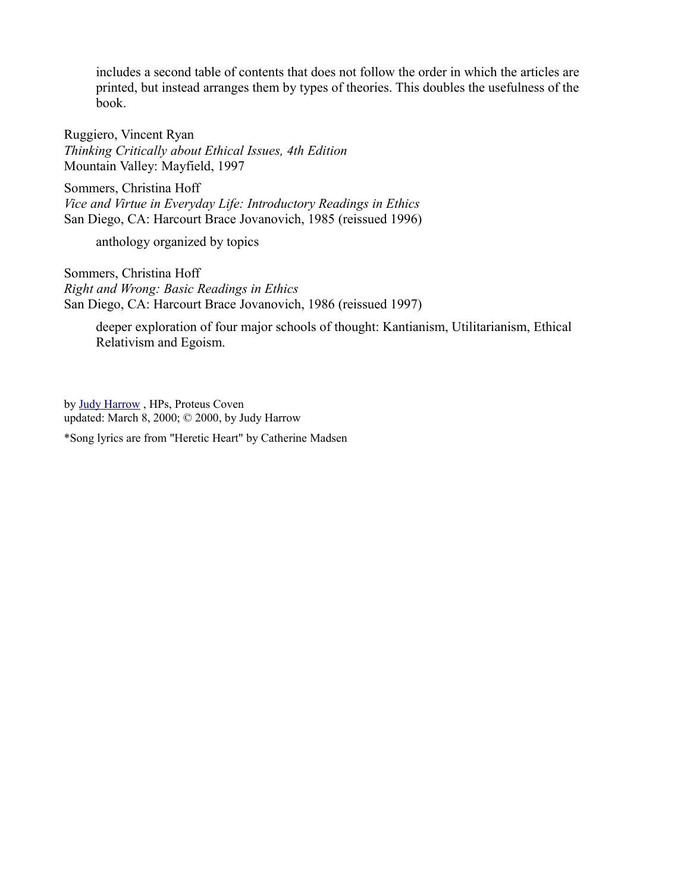includes a second table of contents that does not follow the order in which the articles are printed, but instead arranges them by types of theories. This doubles the usefulness of the book.

Ruggiero, Vincent Ryan  
*Thinking Critically about Ethical Issues, 4th Edition*  
Mountain Valley: Mayfield, 1997

Sommers, Christina Hoff  
*Vice and Virtue in Everyday Life: Introductory Readings in Ethics*  
San Diego, CA: Harcourt Brace Jovanovich, 1985 (reissued 1996)

> anthology organized by topics

Sommers, Christina Hoff  
*Right and Wrong: Basic Readings in Ethics*  
San Diego, CA: Harcourt Brace Jovanovich, 1986 (reissued 1997)

> deeper exploration of four major schools of thought: Kantianism, Utilitarianism, Ethical Relativism and Egoism.

by Judy Harrow , HPs, Proteus Coven  
updated: March 8, 2000; © 2000, by Judy Harrow

*Song lyrics are from "Heretic Heart" by Catherine Madsen